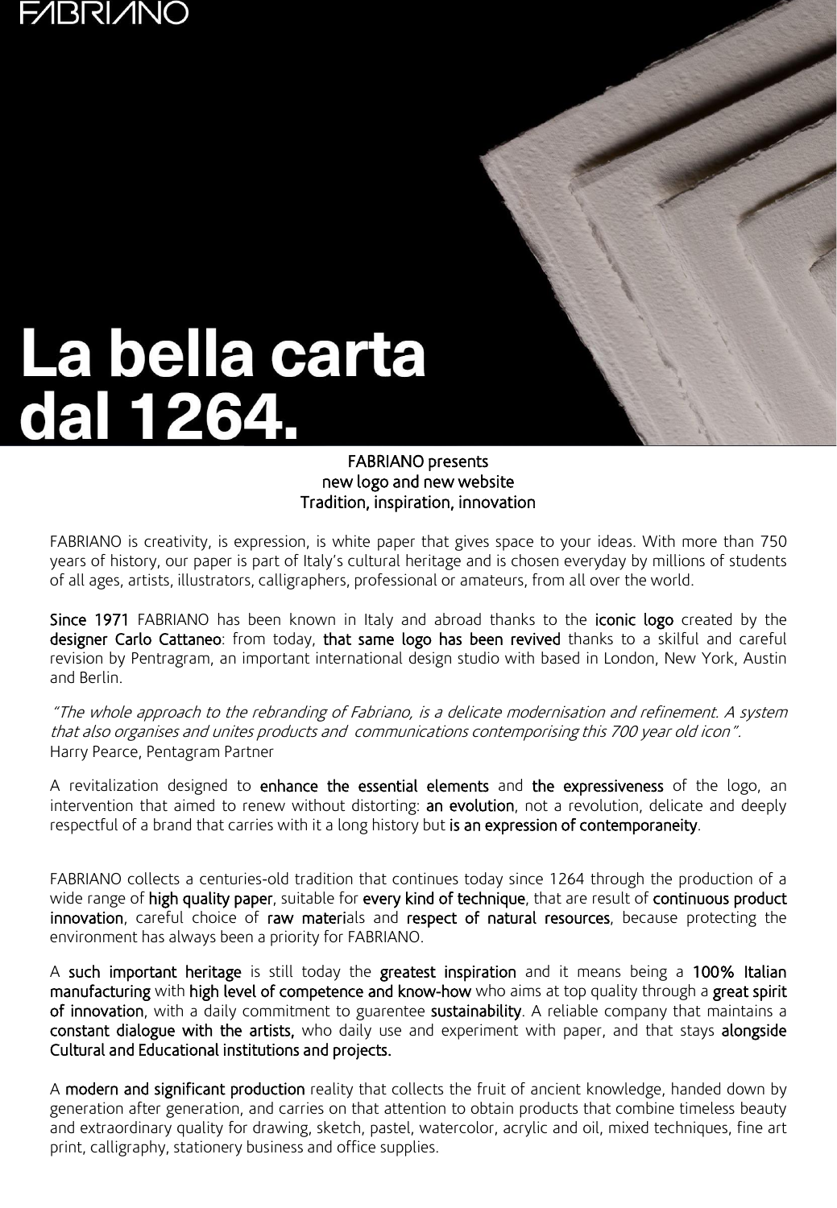FABRIANO

# La bella carta dal 1264.

**FABRIANO presents**
**new logo and new website**
**Tradition, inspiration, innovation**

FABRIANO is creativity, is expression, is white paper that gives space to your ideas. With more than 750 years of history, our paper is part of Italy's cultural heritage and is chosen everyday by millions of students of all ages, artists, illustrators, calligraphers, professional or amateurs, from all over the world.

**Since 1971** FABRIANO has been known in Italy and abroad thanks to the **iconic logo** created by the **designer Carlo Cattaneo**: from today, **that same logo has been revived** thanks to a skilful and careful revision by Pentragram, an important international design studio with based in London, New York, Austin and Berlin.

*"The whole approach to the rebranding of Fabriano, is a delicate modernisation and refinement. A system that also organises and unites products and communications contemporising this 700 year old icon".*
Harry Pearce, Pentagram Partner

A revitalization designed to **enhance the essential elements** and **the expressiveness** of the logo, an intervention that aimed to renew without distorting: **an evolution**, not a revolution, delicate and deeply respectful of a brand that carries with it a long history but **is an expression of contemporaneity**.

FABRIANO collects a centuries-old tradition that continues today since 1264 through the production of a wide range of **high quality paper**, suitable for **every kind of technique**, that are result of **continuous product innovation**, careful choice of **raw materi**als and **respect of natural resources**, because protecting the environment has always been a priority for FABRIANO.

A **such important heritage** is still today the **greatest inspiration** and it means being a **100% Italian manufacturing** with **high level of competence and know-how** who aims at top quality through a **great spirit of innovation**, with a daily commitment to guarentee **sustainability**. A reliable company that maintains a **constant dialogue with the artists,** who daily use and experiment with paper, and that stays **alongside Cultural and Educational institutions and projects.**

A **modern and significant production** reality that collects the fruit of ancient knowledge, handed down by generation after generation, and carries on that attention to obtain products that combine timeless beauty and extraordinary quality for drawing, sketch, pastel, watercolor, acrylic and oil, mixed techniques, fine art print, calligraphy, stationery business and office supplies.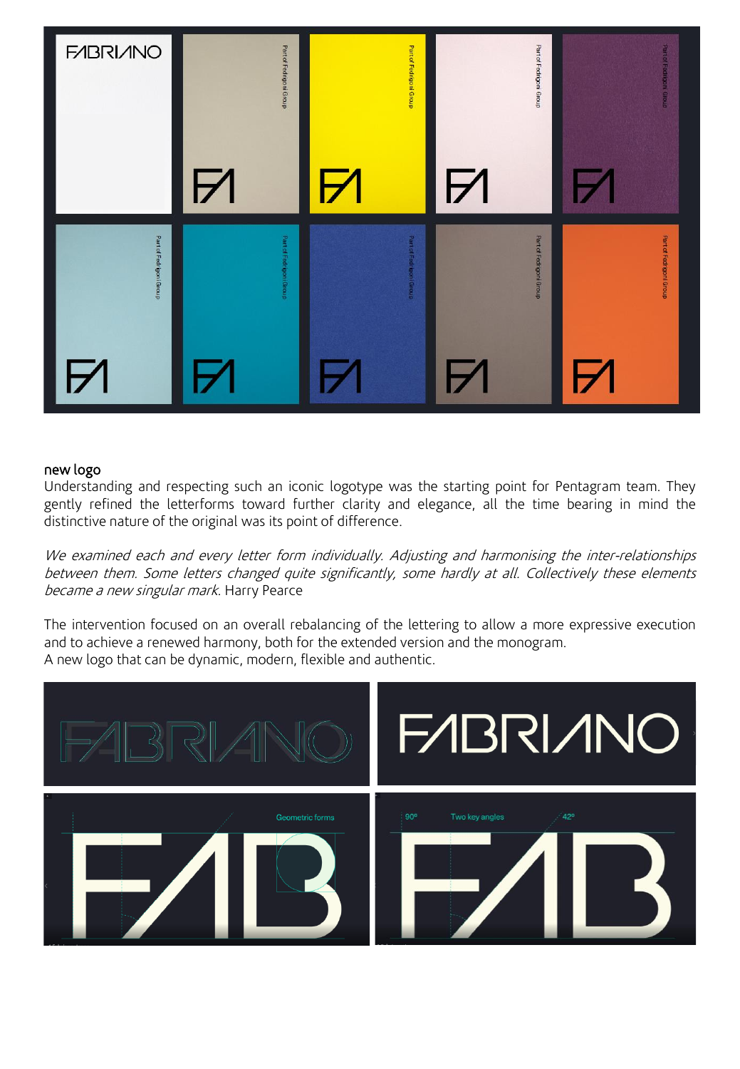## new logo

Understanding and respecting such an iconic logotype was the starting point for Pentagram team. They gently refined the letterforms toward further clarity and elegance, all the time bearing in mind the distinctive nature of the original was its point of difference.

*We examined each and every letter form individually. Adjusting and harmonising the inter-relationships between them. Some letters changed quite significantly, some hardly at all. Collectively these elements became a new singular mark*. Harry Pearce

The intervention focused on an overall rebalancing of the lettering to allow a more expressive execution and to achieve a renewed harmony, both for the extended version and the monogram.
A new logo that can be dynamic, modern, flexible and authentic.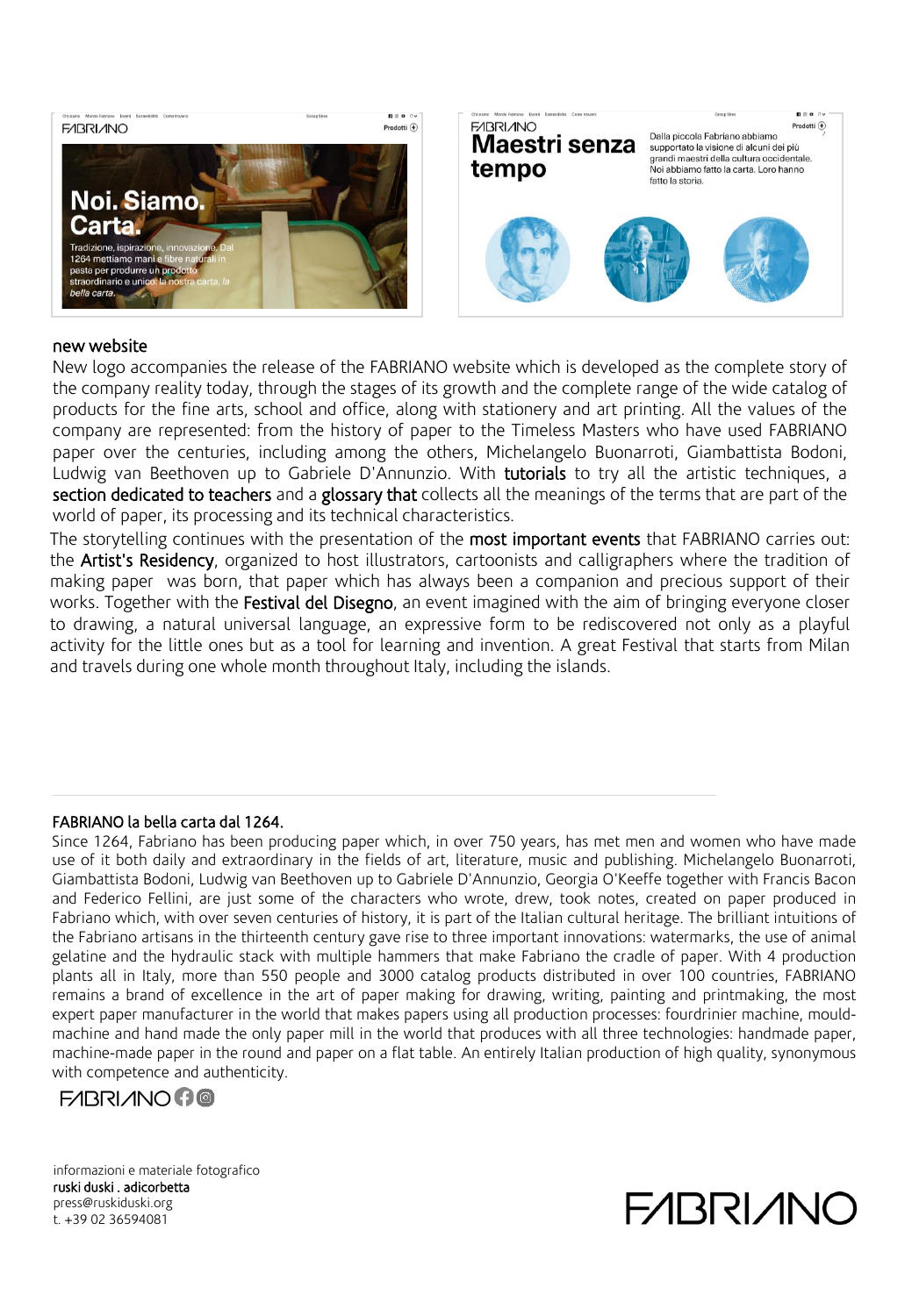## new website

New logo accompanies the release of the FABRIANO website which is developed as the complete story of the company reality today, through the stages of its growth and the complete range of the wide catalog of products for the fine arts, school and office, along with stationery and art printing. All the values of the company are represented: from the history of paper to the Timeless Masters who have used FABRIANO paper over the centuries, including among the others, Michelangelo Buonarroti, Giambattista Bodoni, Ludwig van Beethoven up to Gabriele D'Annunzio. With tutorials to try all the artistic techniques, a section dedicated to teachers and a glossary that collects all the meanings of the terms that are part of the world of paper, its processing and its technical characteristics.

The storytelling continues with the presentation of the most important events that FABRIANO carries out: the Artist's Residency, organized to host illustrators, cartoonists and calligraphers where the tradition of making paper was born, that paper which has always been a companion and precious support of their works. Together with the Festival del Disegno, an event imagined with the aim of bringing everyone closer to drawing, a natural universal language, an expressive form to be rediscovered not only as a playful activity for the little ones but as a tool for learning and invention. A great Festival that starts from Milan and travels during one whole month throughout Italy, including the islands.

---

**FABRIANO la bella carta dal 1264.**

Since 1264, Fabriano has been producing paper which, in over 750 years, has met men and women who have made use of it both daily and extraordinary in the fields of art, literature, music and publishing. Michelangelo Buonarroti, Giambattista Bodoni, Ludwig van Beethoven up to Gabriele D'Annunzio, Georgia O'Keeffe together with Francis Bacon and Federico Fellini, are just some of the characters who wrote, drew, took notes, created on paper produced in Fabriano which, with over seven centuries of history, it is part of the Italian cultural heritage. The brilliant intuitions of the Fabriano artisans in the thirteenth century gave rise to three important innovations: watermarks, the use of animal gelatine and the hydraulic stack with multiple hammers that make Fabriano the cradle of paper. With 4 production plants all in Italy, more than 550 people and 3000 catalog products distributed in over 100 countries, FABRIANO remains a brand of excellence in the art of paper making for drawing, writing, painting and printmaking, the most expert paper manufacturer in the world that makes papers using all production processes: fourdrinier machine, mould-machine and hand made the only paper mill in the world that produces with all three technologies: handmade paper, machine-made paper in the round and paper on a flat table. An entirely Italian production of high quality, synonymous with competence and authenticity.

FABRIANO

informazioni e materiale fotografico
**ruski duski . adicorbetta**
press@ruskiduski.org
t. +39 02 36594081

FABRIANO